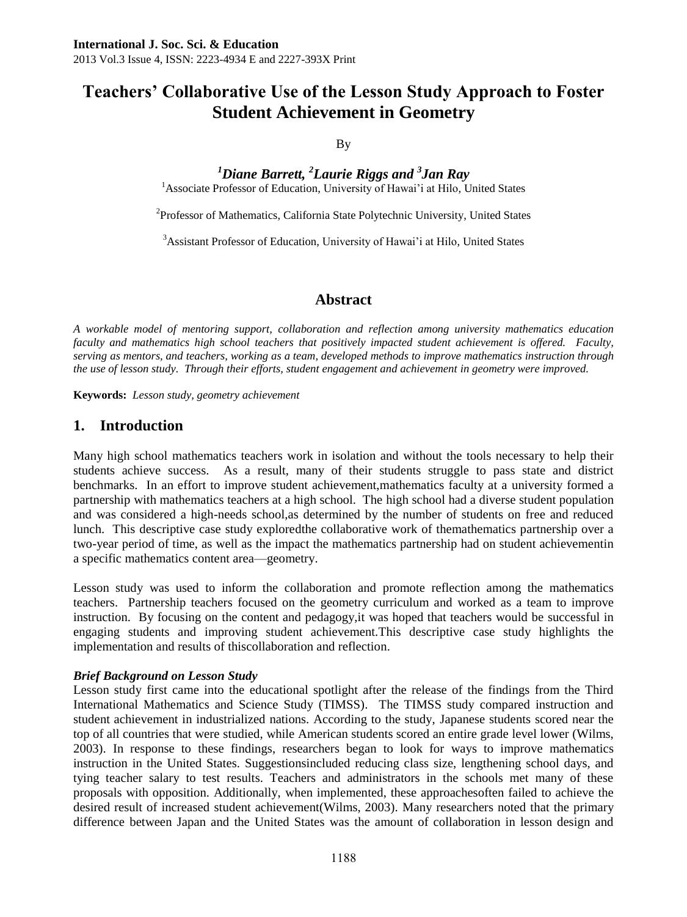# Teachers' Collaborative Use of the Lesson Study Approach to Foster Student Achievement in Geometry

By

***[1]Diane Barrett, [2]Laurie Riggs and [3]Jan Ray***

[1]Associate Professor of Education, University of Hawai'i at Hilo, United States

[2]Professor of Mathematics, California State Polytechnic University, United States

[3]Assistant Professor of Education, University of Hawai'i at Hilo, United States

## Abstract

*A workable model of mentoring support, collaboration and reflection among university mathematics education faculty and mathematics high school teachers that positively impacted student achievement is offered. Faculty, serving as mentors, and teachers, working as a team, developed methods to improve mathematics instruction through the use of lesson study. Through their efforts, student engagement and achievement in geometry were improved.*

**Keywords:** *Lesson study, geometry achievement*

## 1. Introduction

Many high school mathematics teachers work in isolation and without the tools necessary to help their students achieve success. As a result, many of their students struggle to pass state and district benchmarks. In an effort to improve student achievement,mathematics faculty at a university formed a partnership with mathematics teachers at a high school. The high school had a diverse student population and was considered a high-needs school,as determined by the number of students on free and reduced lunch. This descriptive case study exploredthe collaborative work of themathematics partnership over a two-year period of time, as well as the impact the mathematics partnership had on student achievementin a specific mathematics content area—geometry.

Lesson study was used to inform the collaboration and promote reflection among the mathematics teachers. Partnership teachers focused on the geometry curriculum and worked as a team to improve instruction. By focusing on the content and pedagogy,it was hoped that teachers would be successful in engaging students and improving student achievement.This descriptive case study highlights the implementation and results of thiscollaboration and reflection.

***Brief Background on Lesson Study***

Lesson study first came into the educational spotlight after the release of the findings from the Third International Mathematics and Science Study (TIMSS). The TIMSS study compared instruction and student achievement in industrialized nations. According to the study, Japanese students scored near the top of all countries that were studied, while American students scored an entire grade level lower (Wilms, 2003). In response to these findings, researchers began to look for ways to improve mathematics instruction in the United States. Suggestionsincluded reducing class size, lengthening school days, and tying teacher salary to test results. Teachers and administrators in the schools met many of these proposals with opposition. Additionally, when implemented, these approachesoften failed to achieve the desired result of increased student achievement(Wilms, 2003). Many researchers noted that the primary difference between Japan and the United States was the amount of collaboration in lesson design and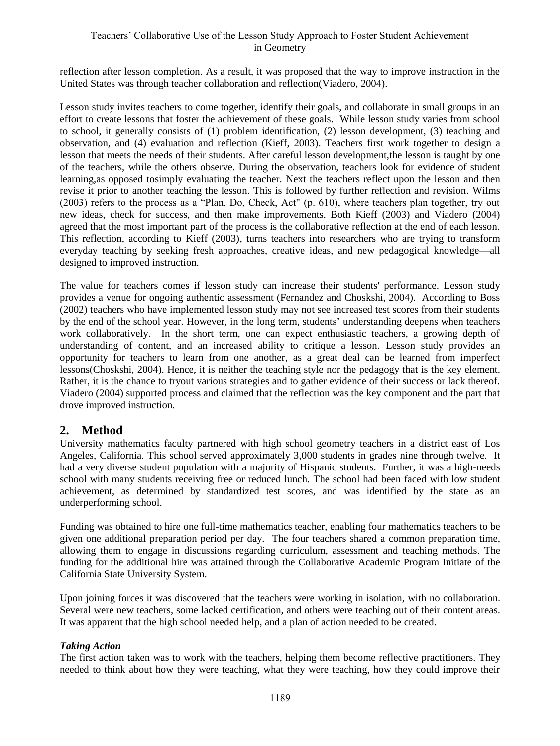reflection after lesson completion. As a result, it was proposed that the way to improve instruction in the United States was through teacher collaboration and reflection(Viadero, 2004).

Lesson study invites teachers to come together, identify their goals, and collaborate in small groups in an effort to create lessons that foster the achievement of these goals. While lesson study varies from school to school, it generally consists of (1) problem identification, (2) lesson development, (3) teaching and observation, and (4) evaluation and reflection (Kieff, 2003). Teachers first work together to design a lesson that meets the needs of their students. After careful lesson development,the lesson is taught by one of the teachers, while the others observe. During the observation, teachers look for evidence of student learning,as opposed tosimply evaluating the teacher. Next the teachers reflect upon the lesson and then revise it prior to another teaching the lesson. This is followed by further reflection and revision. Wilms (2003) refers to the process as a "Plan, Do, Check, Act" (p. 610), where teachers plan together, try out new ideas, check for success, and then make improvements. Both Kieff (2003) and Viadero (2004) agreed that the most important part of the process is the collaborative reflection at the end of each lesson. This reflection, according to Kieff (2003), turns teachers into researchers who are trying to transform everyday teaching by seeking fresh approaches, creative ideas, and new pedagogical knowledge—all designed to improved instruction.

The value for teachers comes if lesson study can increase their students' performance. Lesson study provides a venue for ongoing authentic assessment (Fernandez and Choskshi, 2004). According to Boss (2002) teachers who have implemented lesson study may not see increased test scores from their students by the end of the school year. However, in the long term, students' understanding deepens when teachers work collaboratively. In the short term, one can expect enthusiastic teachers, a growing depth of understanding of content, and an increased ability to critique a lesson. Lesson study provides an opportunity for teachers to learn from one another, as a great deal can be learned from imperfect lessons(Choskshi, 2004). Hence, it is neither the teaching style nor the pedagogy that is the key element. Rather, it is the chance to tryout various strategies and to gather evidence of their success or lack thereof. Viadero (2004) supported process and claimed that the reflection was the key component and the part that drove improved instruction.

## 2. Method

University mathematics faculty partnered with high school geometry teachers in a district east of Los Angeles, California. This school served approximately 3,000 students in grades nine through twelve. It had a very diverse student population with a majority of Hispanic students. Further, it was a high-needs school with many students receiving free or reduced lunch. The school had been faced with low student achievement, as determined by standardized test scores, and was identified by the state as an underperforming school.

Funding was obtained to hire one full-time mathematics teacher, enabling four mathematics teachers to be given one additional preparation period per day. The four teachers shared a common preparation time, allowing them to engage in discussions regarding curriculum, assessment and teaching methods. The funding for the additional hire was attained through the Collaborative Academic Program Initiate of the California State University System.

Upon joining forces it was discovered that the teachers were working in isolation, with no collaboration. Several were new teachers, some lacked certification, and others were teaching out of their content areas. It was apparent that the high school needed help, and a plan of action needed to be created.

### *Taking Action*

The first action taken was to work with the teachers, helping them become reflective practitioners. They needed to think about how they were teaching, what they were teaching, how they could improve their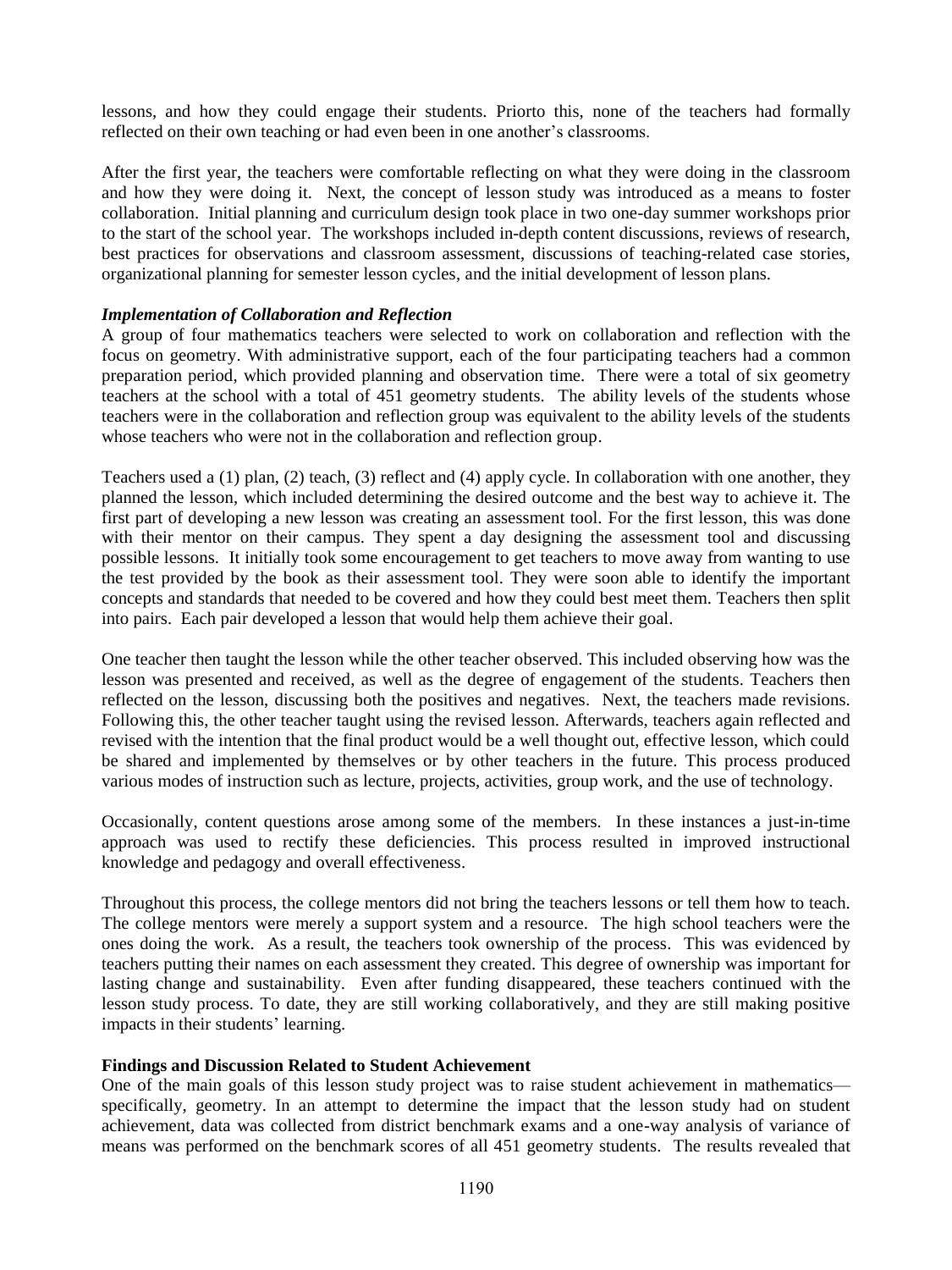lessons, and how they could engage their students. Priorto this, none of the teachers had formally reflected on their own teaching or had even been in one another's classrooms.

After the first year, the teachers were comfortable reflecting on what they were doing in the classroom and how they were doing it. Next, the concept of lesson study was introduced as a means to foster collaboration. Initial planning and curriculum design took place in two one-day summer workshops prior to the start of the school year. The workshops included in-depth content discussions, reviews of research, best practices for observations and classroom assessment, discussions of teaching-related case stories, organizational planning for semester lesson cycles, and the initial development of lesson plans.

***Implementation of Collaboration and Reflection***

A group of four mathematics teachers were selected to work on collaboration and reflection with the focus on geometry. With administrative support, each of the four participating teachers had a common preparation period, which provided planning and observation time. There were a total of six geometry teachers at the school with a total of 451 geometry students. The ability levels of the students whose teachers were in the collaboration and reflection group was equivalent to the ability levels of the students whose teachers who were not in the collaboration and reflection group.

Teachers used a (1) plan, (2) teach, (3) reflect and (4) apply cycle. In collaboration with one another, they planned the lesson, which included determining the desired outcome and the best way to achieve it. The first part of developing a new lesson was creating an assessment tool. For the first lesson, this was done with their mentor on their campus. They spent a day designing the assessment tool and discussing possible lessons. It initially took some encouragement to get teachers to move away from wanting to use the test provided by the book as their assessment tool. They were soon able to identify the important concepts and standards that needed to be covered and how they could best meet them. Teachers then split into pairs. Each pair developed a lesson that would help them achieve their goal.

One teacher then taught the lesson while the other teacher observed. This included observing how was the lesson was presented and received, as well as the degree of engagement of the students. Teachers then reflected on the lesson, discussing both the positives and negatives. Next, the teachers made revisions. Following this, the other teacher taught using the revised lesson. Afterwards, teachers again reflected and revised with the intention that the final product would be a well thought out, effective lesson, which could be shared and implemented by themselves or by other teachers in the future. This process produced various modes of instruction such as lecture, projects, activities, group work, and the use of technology.

Occasionally, content questions arose among some of the members. In these instances a just-in-time approach was used to rectify these deficiencies. This process resulted in improved instructional knowledge and pedagogy and overall effectiveness.

Throughout this process, the college mentors did not bring the teachers lessons or tell them how to teach. The college mentors were merely a support system and a resource. The high school teachers were the ones doing the work. As a result, the teachers took ownership of the process. This was evidenced by teachers putting their names on each assessment they created. This degree of ownership was important for lasting change and sustainability. Even after funding disappeared, these teachers continued with the lesson study process. To date, they are still working collaboratively, and they are still making positive impacts in their students' learning.

**Findings and Discussion Related to Student Achievement**

One of the main goals of this lesson study project was to raise student achievement in mathematics—specifically, geometry. In an attempt to determine the impact that the lesson study had on student achievement, data was collected from district benchmark exams and a one-way analysis of variance of means was performed on the benchmark scores of all 451 geometry students. The results revealed that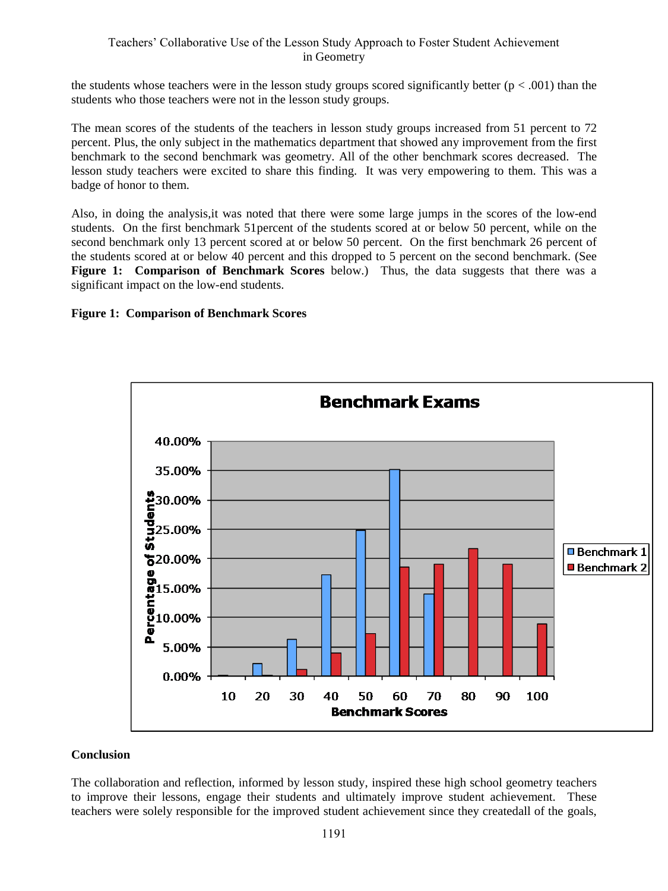the students whose teachers were in the lesson study groups scored significantly better ($p < .001$) than the students who those teachers were not in the lesson study groups.

The mean scores of the students of the teachers in lesson study groups increased from 51 percent to 72 percent. Plus, the only subject in the mathematics department that showed any improvement from the first benchmark to the second benchmark was geometry. All of the other benchmark scores decreased. The lesson study teachers were excited to share this finding. It was very empowering to them. This was a badge of honor to them.

Also, in doing the analysis,it was noted that there were some large jumps in the scores of the low-end students. On the first benchmark 51percent of the students scored at or below 50 percent, while on the second benchmark only 13 percent scored at or below 50 percent. On the first benchmark 26 percent of the students scored at or below 40 percent and this dropped to 5 percent on the second benchmark. (See **Figure 1: Comparison of Benchmark Scores** below.) Thus, the data suggests that there was a significant impact on the low-end students.

**Figure 1: Comparison of Benchmark Scores**

**Conclusion**

The collaboration and reflection, informed by lesson study, inspired these high school geometry teachers to improve their lessons, engage their students and ultimately improve student achievement. These teachers were solely responsible for the improved student achievement since they createdall of the goals,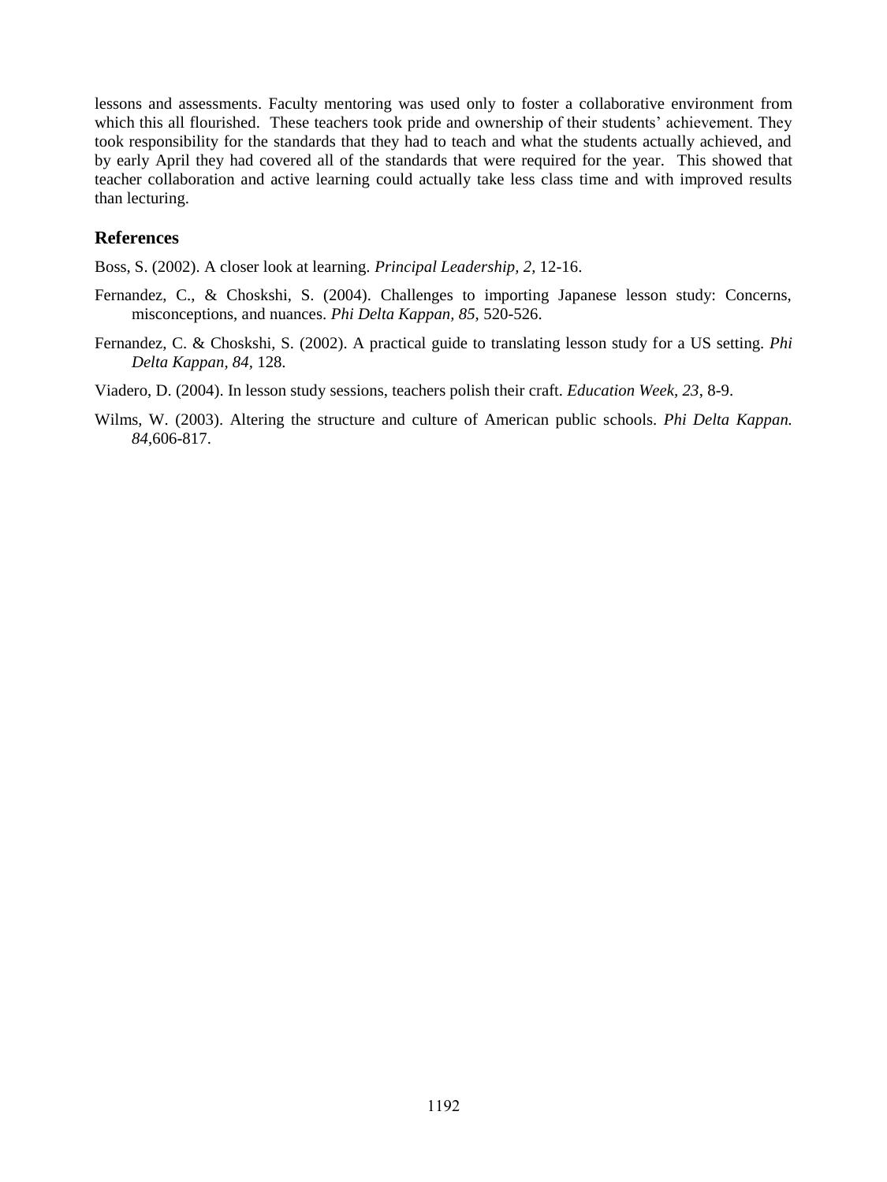lessons and assessments. Faculty mentoring was used only to foster a collaborative environment from which this all flourished. These teachers took pride and ownership of their students' achievement. They took responsibility for the standards that they had to teach and what the students actually achieved, and by early April they had covered all of the standards that were required for the year. This showed that teacher collaboration and active learning could actually take less class time and with improved results than lecturing.

## References

Boss, S. (2002). A closer look at learning. *Principal Leadership, 2,* 12-16.

Fernandez, C., & Choskshi, S. (2004). Challenges to importing Japanese lesson study: Concerns, misconceptions, and nuances. *Phi Delta Kappan, 85,* 520-526.

Fernandez, C. & Choskshi, S. (2002). A practical guide to translating lesson study for a US setting. *Phi Delta Kappan, 84,* 128.

Viadero, D. (2004). In lesson study sessions, teachers polish their craft. *Education Week, 23*, 8-9.

Wilms, W. (2003). Altering the structure and culture of American public schools. *Phi Delta Kappan. 84*,606-817.